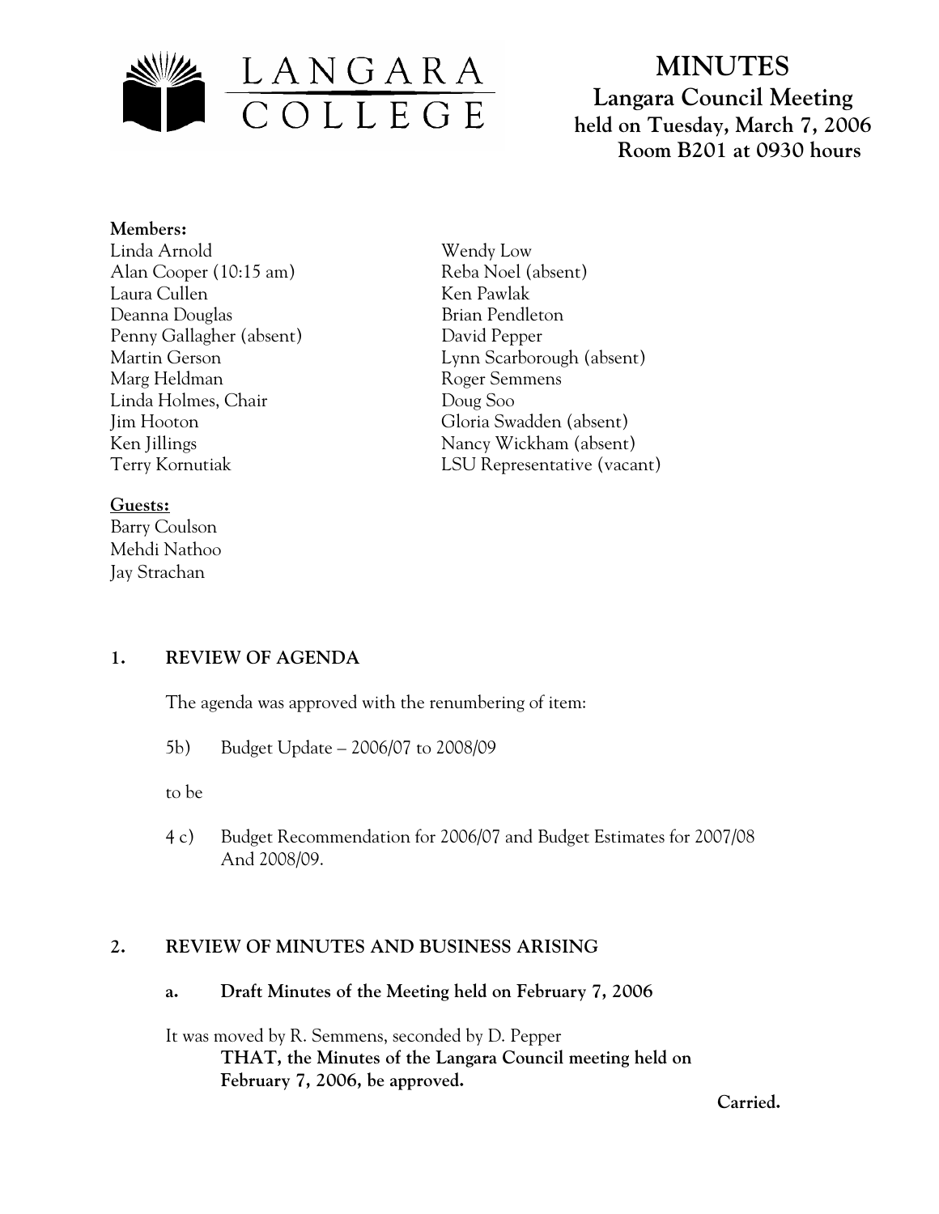LANGARA COLLEGE

# MINUTES

**Langara Council Meeting**
**held on Tuesday, March 7, 2006**
**Room B201 at 0930 hours**

**Members:**

Linda Arnold
Alan Cooper (10:15 am)
Laura Cullen
Deanna Douglas
Penny Gallagher (absent)
Martin Gerson
Marg Heldman
Linda Holmes, Chair
Jim Hooton
Ken Jillings
Terry Kornutiak
Wendy Low
Reba Noel (absent)
Ken Pawlak
Brian Pendleton
David Pepper
Lynn Scarborough (absent)
Roger Semmens
Doug Soo
Gloria Swadden (absent)
Nancy Wickham (absent)
LSU Representative (vacant)

**Guests:**

Barry Coulson
Mehdi Nathoo
Jay Strachan

## 1. REVIEW OF AGENDA

The agenda was approved with the renumbering of item:

5b) Budget Update – 2006/07 to 2008/09

to be

4 c) Budget Recommendation for 2006/07 and Budget Estimates for 2007/08 And 2008/09.

## 2. REVIEW OF MINUTES AND BUSINESS ARISING

### a. Draft Minutes of the Meeting held on February 7, 2006

It was moved by R. Semmens, seconded by D. Pepper

**THAT, the Minutes of the Langara Council meeting held on February 7, 2006, be approved.**

**Carried.**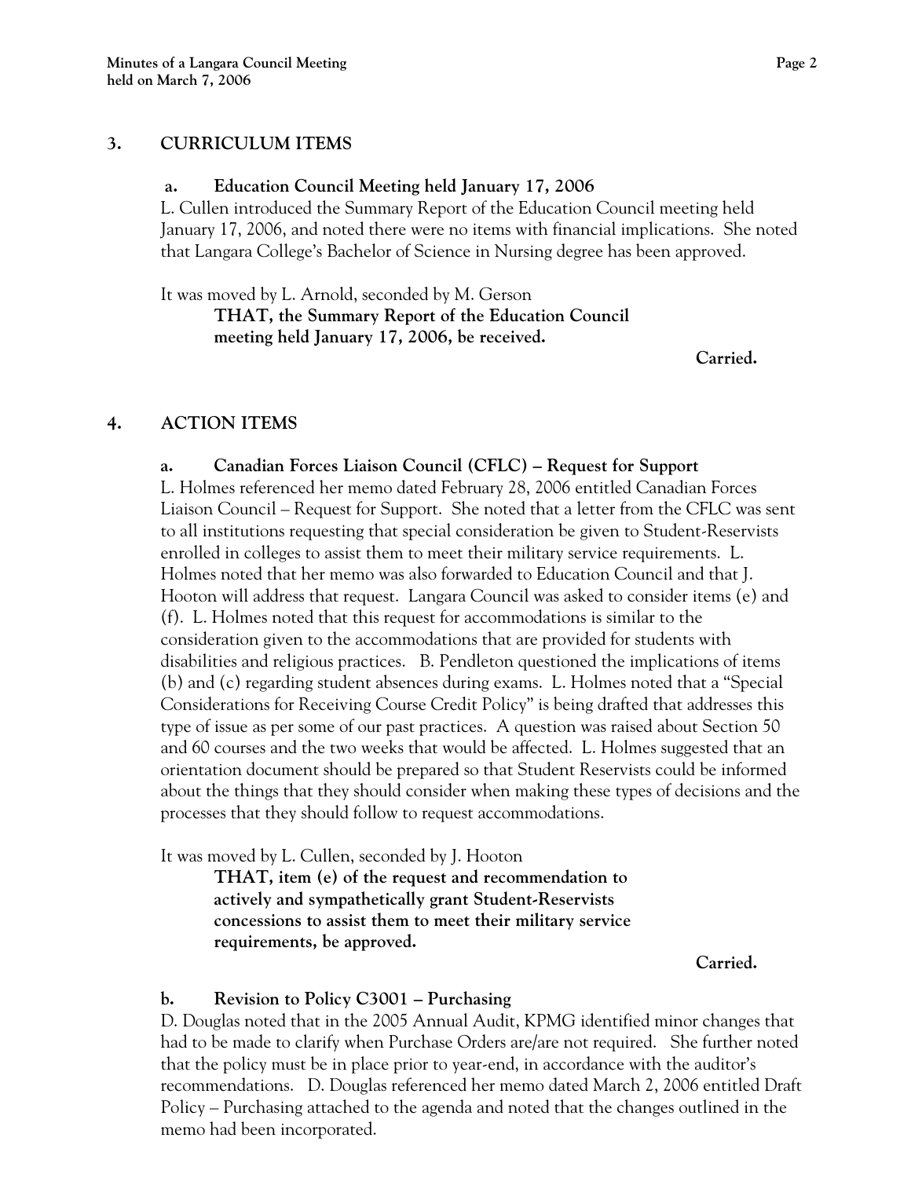## 3. CURRICULUM ITEMS

### a. Education Council Meeting held January 17, 2006

L. Cullen introduced the Summary Report of the Education Council meeting held January 17, 2006, and noted there were no items with financial implications. She noted that Langara College's Bachelor of Science in Nursing degree has been approved.

It was moved by L. Arnold, seconded by M. Gerson

> **THAT, the Summary Report of the Education Council meeting held January 17, 2006, be received.**

**Carried.**

## 4. ACTION ITEMS

### a. Canadian Forces Liaison Council (CFLC) – Request for Support

L. Holmes referenced her memo dated February 28, 2006 entitled Canadian Forces Liaison Council – Request for Support. She noted that a letter from the CFLC was sent to all institutions requesting that special consideration be given to Student-Reservists enrolled in colleges to assist them to meet their military service requirements. L. Holmes noted that her memo was also forwarded to Education Council and that J. Hooton will address that request. Langara Council was asked to consider items (e) and (f). L. Holmes noted that this request for accommodations is similar to the consideration given to the accommodations that are provided for students with disabilities and religious practices. B. Pendleton questioned the implications of items (b) and (c) regarding student absences during exams. L. Holmes noted that a "Special Considerations for Receiving Course Credit Policy" is being drafted that addresses this type of issue as per some of our past practices. A question was raised about Section 50 and 60 courses and the two weeks that would be affected. L. Holmes suggested that an orientation document should be prepared so that Student Reservists could be informed about the things that they should consider when making these types of decisions and the processes that they should follow to request accommodations.

It was moved by L. Cullen, seconded by J. Hooton

> **THAT, item (e) of the request and recommendation to actively and sympathetically grant Student-Reservists concessions to assist them to meet their military service requirements, be approved.**

**Carried.**

### b. Revision to Policy C3001 – Purchasing

D. Douglas noted that in the 2005 Annual Audit, KPMG identified minor changes that had to be made to clarify when Purchase Orders are/are not required. She further noted that the policy must be in place prior to year-end, in accordance with the auditor's recommendations. D. Douglas referenced her memo dated March 2, 2006 entitled Draft Policy – Purchasing attached to the agenda and noted that the changes outlined in the memo had been incorporated.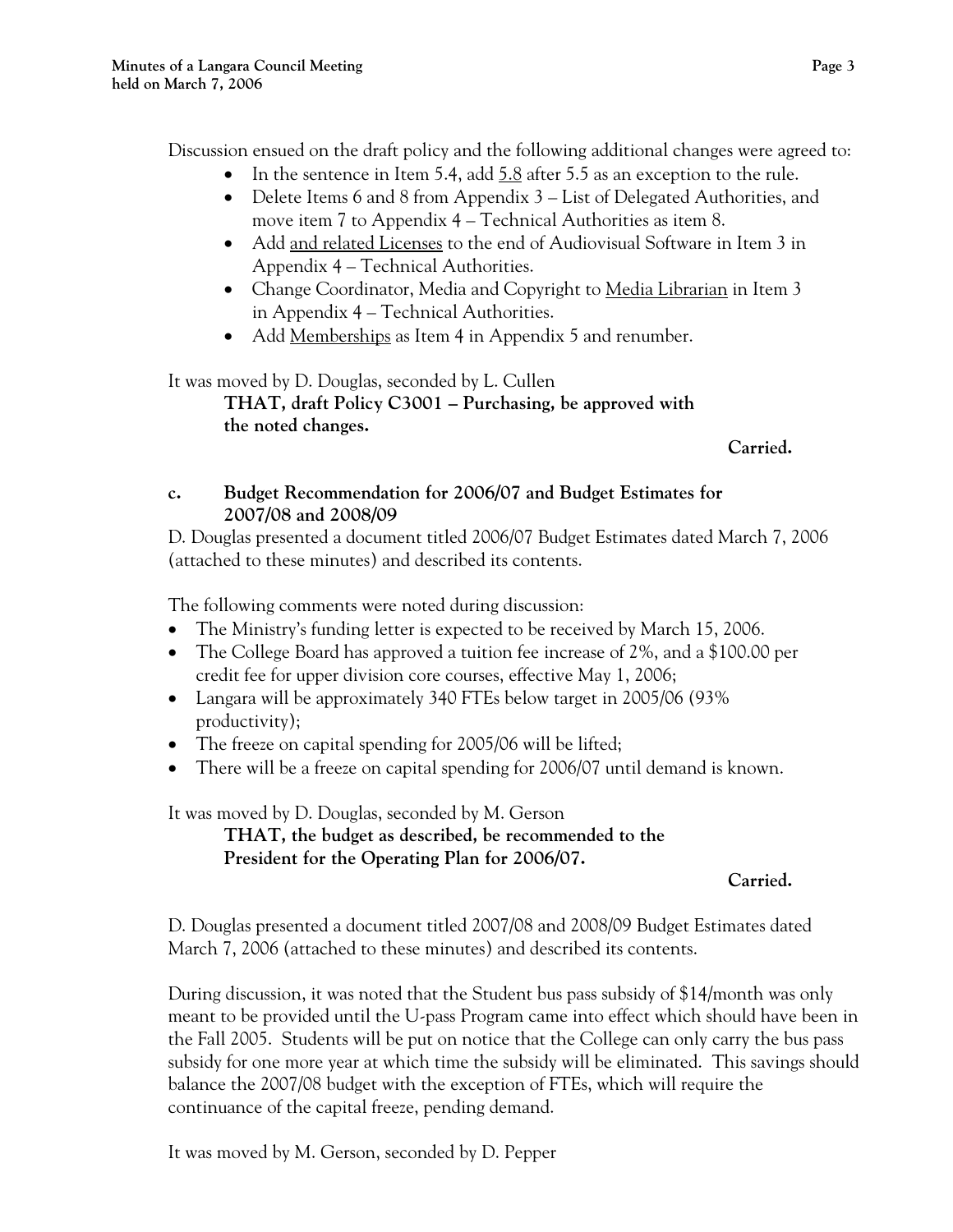Discussion ensued on the draft policy and the following additional changes were agreed to:

- In the sentence in Item 5.4, add <u>5.8</u> after 5.5 as an exception to the rule.
- Delete Items 6 and 8 from Appendix 3 – List of Delegated Authorities, and move item 7 to Appendix 4 – Technical Authorities as item 8.
- Add <u>and related Licenses</u> to the end of Audiovisual Software in Item 3 in Appendix 4 – Technical Authorities.
- Change Coordinator, Media and Copyright to <u>Media Librarian</u> in Item 3 in Appendix 4 – Technical Authorities.
- Add <u>Memberships</u> as Item 4 in Appendix 5 and renumber.

It was moved by D. Douglas, seconded by L. Cullen

> **THAT, draft Policy C3001 – Purchasing, be approved with the noted changes.**

**Carried.**

**c. Budget Recommendation for 2006/07 and Budget Estimates for 2007/08 and 2008/09**

D. Douglas presented a document titled 2006/07 Budget Estimates dated March 7, 2006 (attached to these minutes) and described its contents.

The following comments were noted during discussion:

- The Ministry's funding letter is expected to be received by March 15, 2006.
- The College Board has approved a tuition fee increase of 2%, and a $100.00 per credit fee for upper division core courses, effective May 1, 2006;
- Langara will be approximately 340 FTEs below target in 2005/06 (93% productivity);
- The freeze on capital spending for 2005/06 will be lifted;
- There will be a freeze on capital spending for 2006/07 until demand is known.

It was moved by D. Douglas, seconded by M. Gerson

> **THAT, the budget as described, be recommended to the President for the Operating Plan for 2006/07.**

**Carried.**

D. Douglas presented a document titled 2007/08 and 2008/09 Budget Estimates dated March 7, 2006 (attached to these minutes) and described its contents.

During discussion, it was noted that the Student bus pass subsidy of $14/month was only meant to be provided until the U-pass Program came into effect which should have been in the Fall 2005. Students will be put on notice that the College can only carry the bus pass subsidy for one more year at which time the subsidy will be eliminated. This savings should balance the 2007/08 budget with the exception of FTEs, which will require the continuance of the capital freeze, pending demand.

It was moved by M. Gerson, seconded by D. Pepper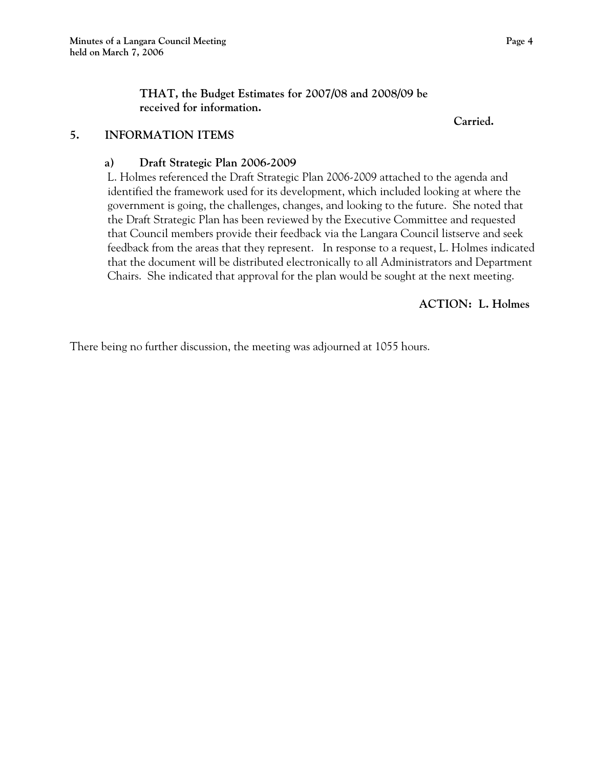**THAT, the Budget Estimates for 2007/08 and 2008/09 be received for information.**

**Carried.**

## 5. INFORMATION ITEMS

### a) Draft Strategic Plan 2006-2009

L. Holmes referenced the Draft Strategic Plan 2006-2009 attached to the agenda and identified the framework used for its development, which included looking at where the government is going, the challenges, changes, and looking to the future. She noted that the Draft Strategic Plan has been reviewed by the Executive Committee and requested that Council members provide their feedback via the Langara Council listserve and seek feedback from the areas that they represent. In response to a request, L. Holmes indicated that the document will be distributed electronically to all Administrators and Department Chairs. She indicated that approval for the plan would be sought at the next meeting.

**ACTION: L. Holmes**

There being no further discussion, the meeting was adjourned at 1055 hours.